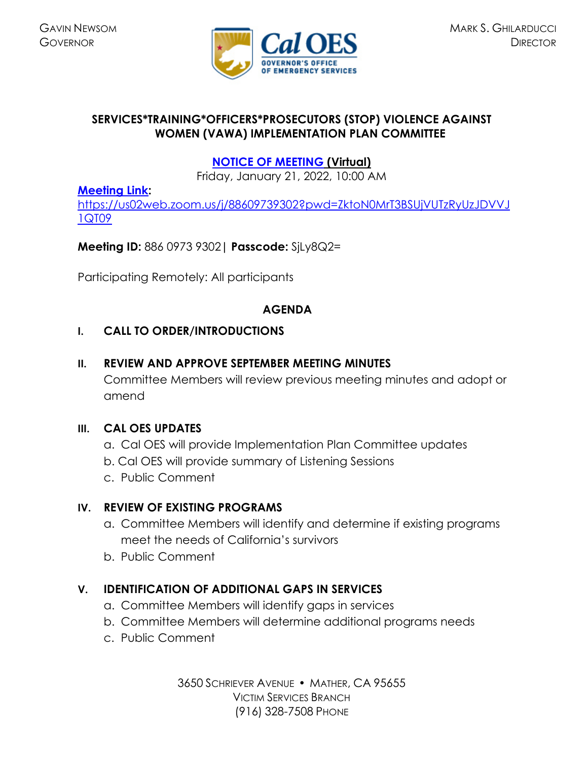GAVIN NEWSOM
GOVERNOR

MARK S. GHILARDUCCI
DIRECTOR

# SERVICES*TRAINING*OFFICERS*PROSECUTORS (STOP) VIOLENCE AGAINST WOMEN (VAWA) IMPLEMENTATION PLAN COMMITTEE

## NOTICE OF MEETING (Virtual)

Friday, January 21, 2022, 10:00 AM

**Meeting Link:**
https://us02web.zoom.us/j/88609739302?pwd=ZktoN0MrT3BSUjVUTzRyUzJDVVJ1QT09

**Meeting ID:** 886 0973 9302| **Passcode:** SjLy8Q2=

Participating Remotely: All participants

## AGENDA

**I. CALL TO ORDER/INTRODUCTIONS**

**II. REVIEW AND APPROVE SEPTEMBER MEETING MINUTES**

Committee Members will review previous meeting minutes and adopt or amend

**III. CAL OES UPDATES**

a. Cal OES will provide Implementation Plan Committee updates
b. Cal OES will provide summary of Listening Sessions
c. Public Comment

**IV. REVIEW OF EXISTING PROGRAMS**

a. Committee Members will identify and determine if existing programs meet the needs of California's survivors
b. Public Comment

**V. IDENTIFICATION OF ADDITIONAL GAPS IN SERVICES**

a. Committee Members will identify gaps in services
b. Committee Members will determine additional programs needs
c. Public Comment

3650 SCHRIEVER AVENUE • MATHER, CA 95655
VICTIM SERVICES BRANCH
(916) 328-7508 PHONE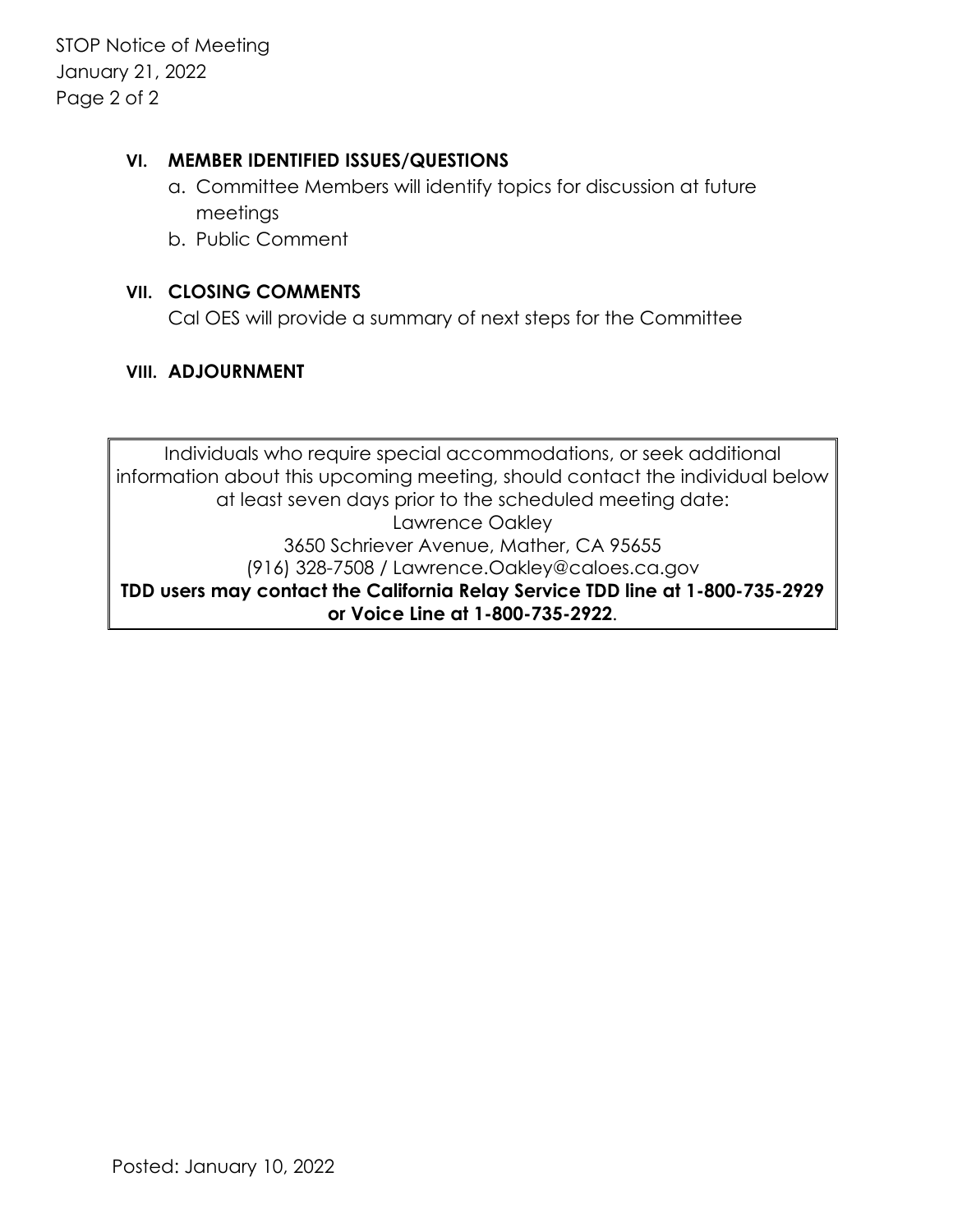## VI. MEMBER IDENTIFIED ISSUES/QUESTIONS

a. Committee Members will identify topics for discussion at future meetings
b. Public Comment

## VII. CLOSING COMMENTS

Cal OES will provide a summary of next steps for the Committee

## VIII. ADJOURNMENT

Individuals who require special accommodations, or seek additional information about this upcoming meeting, should contact the individual below at least seven days prior to the scheduled meeting date:
Lawrence Oakley
3650 Schriever Avenue, Mather, CA 95655
(916) 328-7508 / Lawrence.Oakley@caloes.ca.gov
**TDD users may contact the California Relay Service TDD line at 1-800-735-2929 or Voice Line at 1-800-735-2922**.

Posted: January 10, 2022